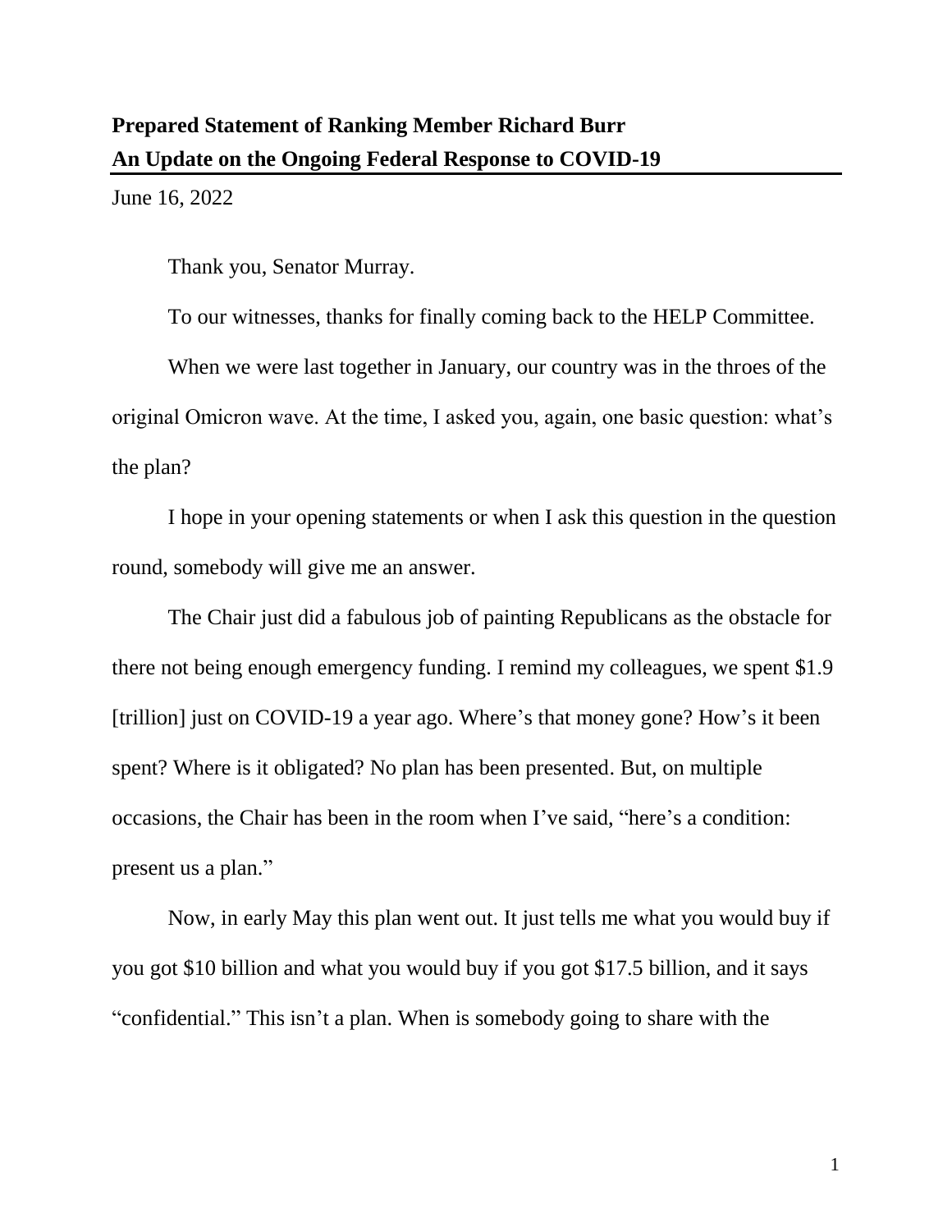**Prepared Statement of Ranking Member Richard Burr**
**An Update on the Ongoing Federal Response to COVID-19**

June 16, 2022

Thank you, Senator Murray.

To our witnesses, thanks for finally coming back to the HELP Committee.

When we were last together in January, our country was in the throes of the original Omicron wave. At the time, I asked you, again, one basic question: what's the plan?

I hope in your opening statements or when I ask this question in the question round, somebody will give me an answer.

The Chair just did a fabulous job of painting Republicans as the obstacle for there not being enough emergency funding. I remind my colleagues, we spent $1.9 [trillion] just on COVID-19 a year ago. Where's that money gone? How's it been spent? Where is it obligated? No plan has been presented. But, on multiple occasions, the Chair has been in the room when I've said, "here's a condition: present us a plan."

Now, in early May this plan went out. It just tells me what you would buy if you got $10 billion and what you would buy if you got $17.5 billion, and it says "confidential." This isn't a plan. When is somebody going to share with the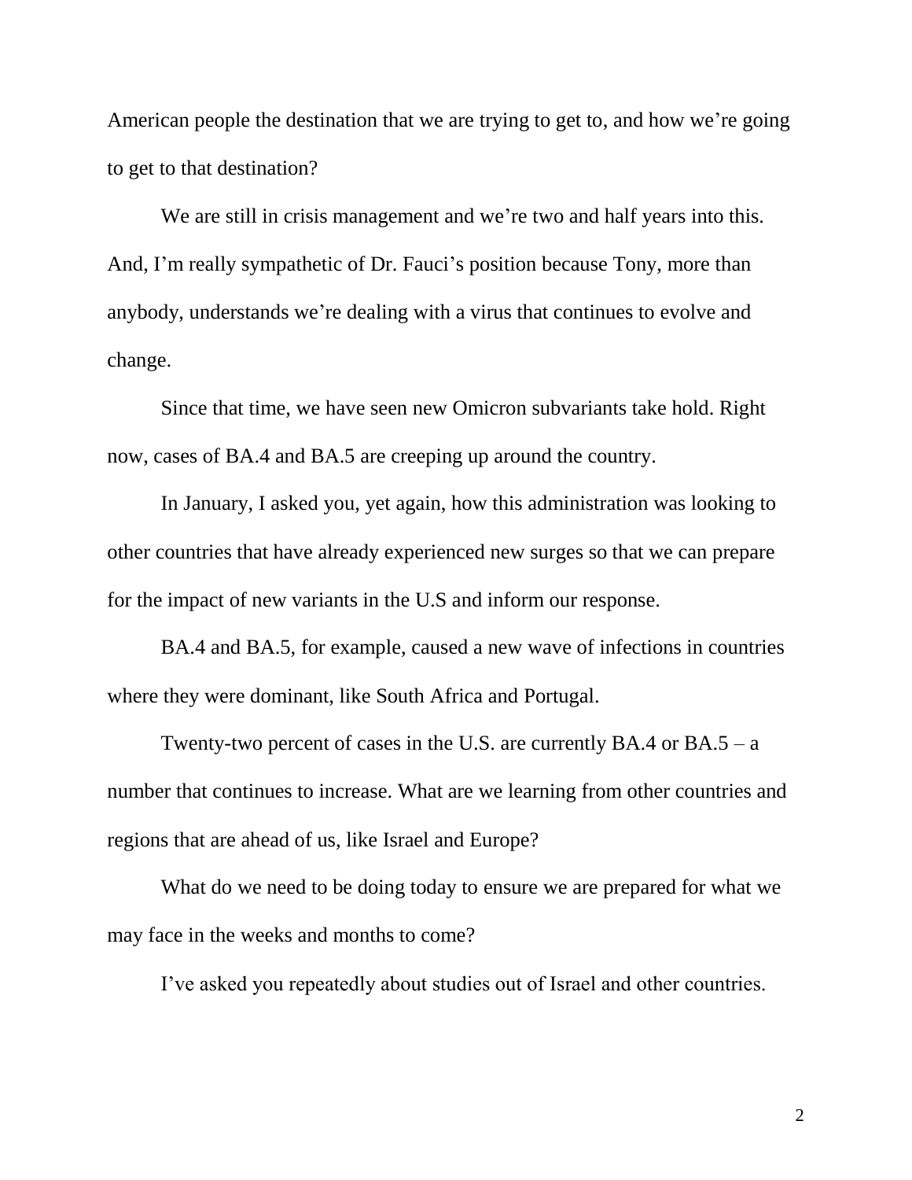American people the destination that we are trying to get to, and how we're going to get to that destination?

We are still in crisis management and we're two and half years into this. And, I'm really sympathetic of Dr. Fauci's position because Tony, more than anybody, understands we're dealing with a virus that continues to evolve and change.

Since that time, we have seen new Omicron subvariants take hold. Right now, cases of BA.4 and BA.5 are creeping up around the country.

In January, I asked you, yet again, how this administration was looking to other countries that have already experienced new surges so that we can prepare for the impact of new variants in the U.S and inform our response.

BA.4 and BA.5, for example, caused a new wave of infections in countries where they were dominant, like South Africa and Portugal.

Twenty-two percent of cases in the U.S. are currently BA.4 or BA.5 – a number that continues to increase. What are we learning from other countries and regions that are ahead of us, like Israel and Europe?

What do we need to be doing today to ensure we are prepared for what we may face in the weeks and months to come?

I've asked you repeatedly about studies out of Israel and other countries.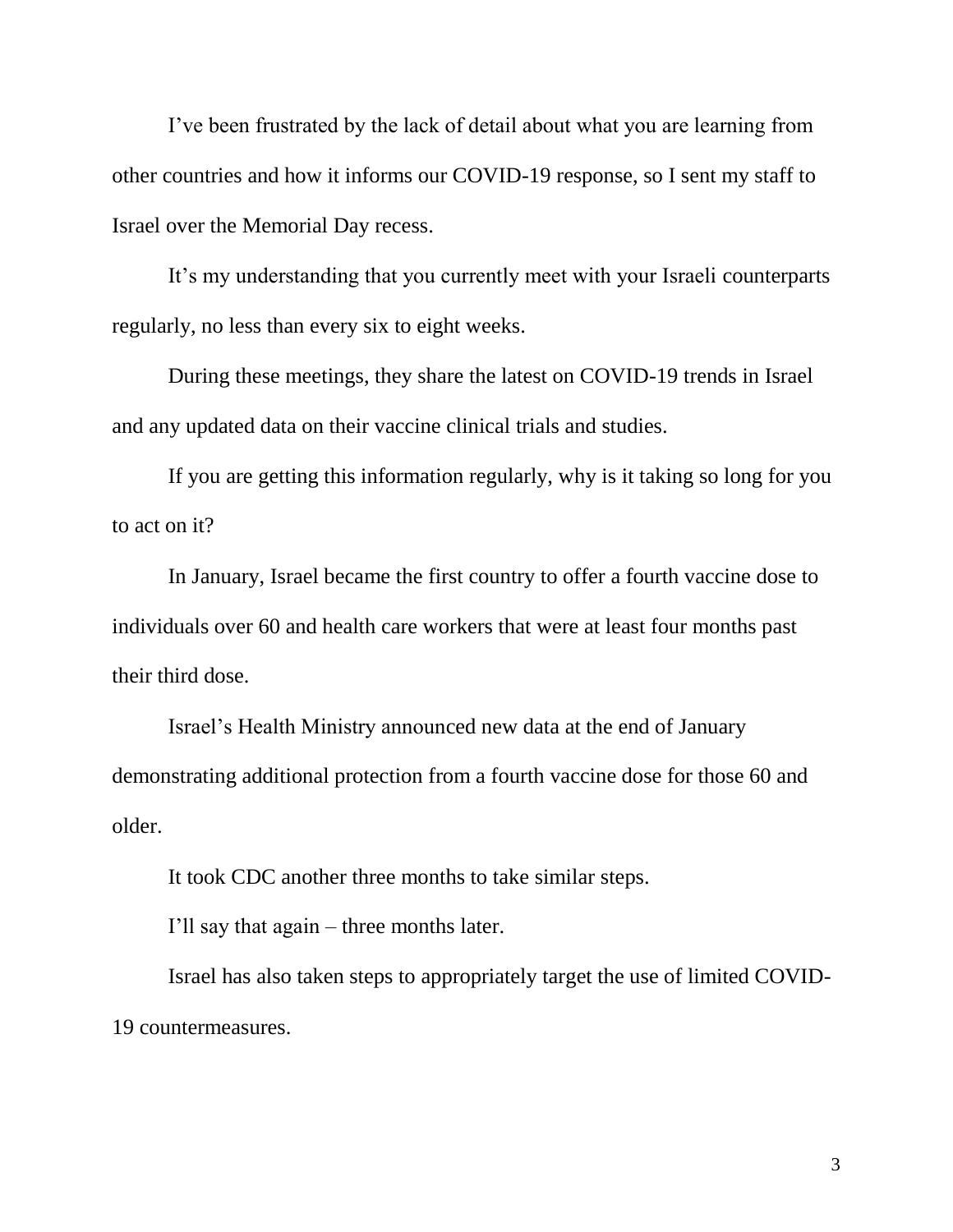I've been frustrated by the lack of detail about what you are learning from other countries and how it informs our COVID-19 response, so I sent my staff to Israel over the Memorial Day recess.

It's my understanding that you currently meet with your Israeli counterparts regularly, no less than every six to eight weeks.

During these meetings, they share the latest on COVID-19 trends in Israel and any updated data on their vaccine clinical trials and studies.

If you are getting this information regularly, why is it taking so long for you to act on it?

In January, Israel became the first country to offer a fourth vaccine dose to individuals over 60 and health care workers that were at least four months past their third dose.

Israel's Health Ministry announced new data at the end of January demonstrating additional protection from a fourth vaccine dose for those 60 and older.

It took CDC another three months to take similar steps.

I'll say that again – three months later.

Israel has also taken steps to appropriately target the use of limited COVID-19 countermeasures.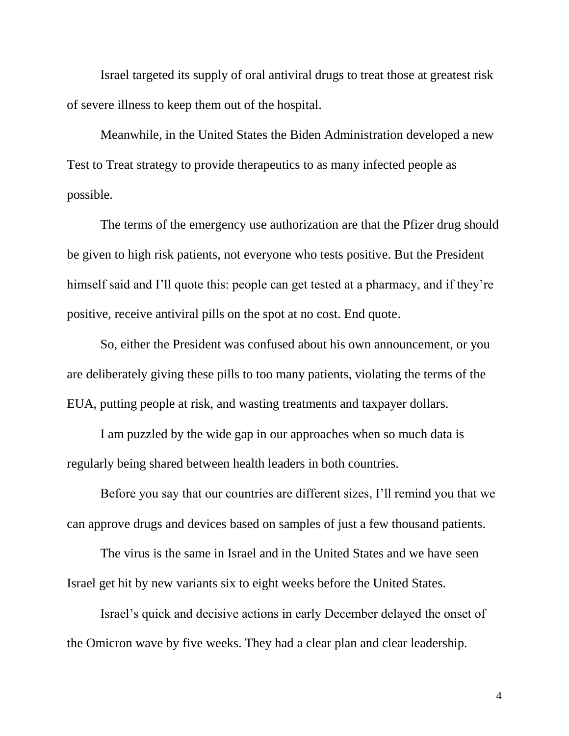Israel targeted its supply of oral antiviral drugs to treat those at greatest risk of severe illness to keep them out of the hospital.

Meanwhile, in the United States the Biden Administration developed a new Test to Treat strategy to provide therapeutics to as many infected people as possible.

The terms of the emergency use authorization are that the Pfizer drug should be given to high risk patients, not everyone who tests positive. But the President himself said and I'll quote this: people can get tested at a pharmacy, and if they're positive, receive antiviral pills on the spot at no cost. End quote.

So, either the President was confused about his own announcement, or you are deliberately giving these pills to too many patients, violating the terms of the EUA, putting people at risk, and wasting treatments and taxpayer dollars.

I am puzzled by the wide gap in our approaches when so much data is regularly being shared between health leaders in both countries.

Before you say that our countries are different sizes, I'll remind you that we can approve drugs and devices based on samples of just a few thousand patients.

The virus is the same in Israel and in the United States and we have seen Israel get hit by new variants six to eight weeks before the United States.

Israel's quick and decisive actions in early December delayed the onset of the Omicron wave by five weeks. They had a clear plan and clear leadership.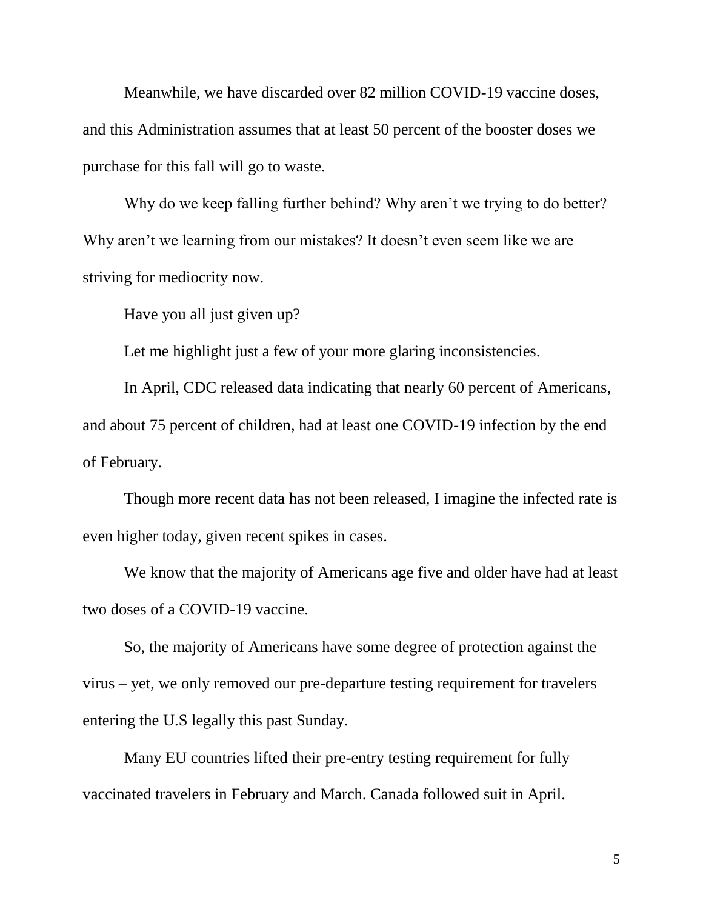Meanwhile, we have discarded over 82 million COVID-19 vaccine doses, and this Administration assumes that at least 50 percent of the booster doses we purchase for this fall will go to waste.

Why do we keep falling further behind? Why aren't we trying to do better? Why aren't we learning from our mistakes? It doesn't even seem like we are striving for mediocrity now.

Have you all just given up?

Let me highlight just a few of your more glaring inconsistencies.

In April, CDC released data indicating that nearly 60 percent of Americans, and about 75 percent of children, had at least one COVID-19 infection by the end of February.

Though more recent data has not been released, I imagine the infected rate is even higher today, given recent spikes in cases.

We know that the majority of Americans age five and older have had at least two doses of a COVID-19 vaccine.

So, the majority of Americans have some degree of protection against the virus – yet, we only removed our pre-departure testing requirement for travelers entering the U.S legally this past Sunday.

Many EU countries lifted their pre-entry testing requirement for fully vaccinated travelers in February and March. Canada followed suit in April.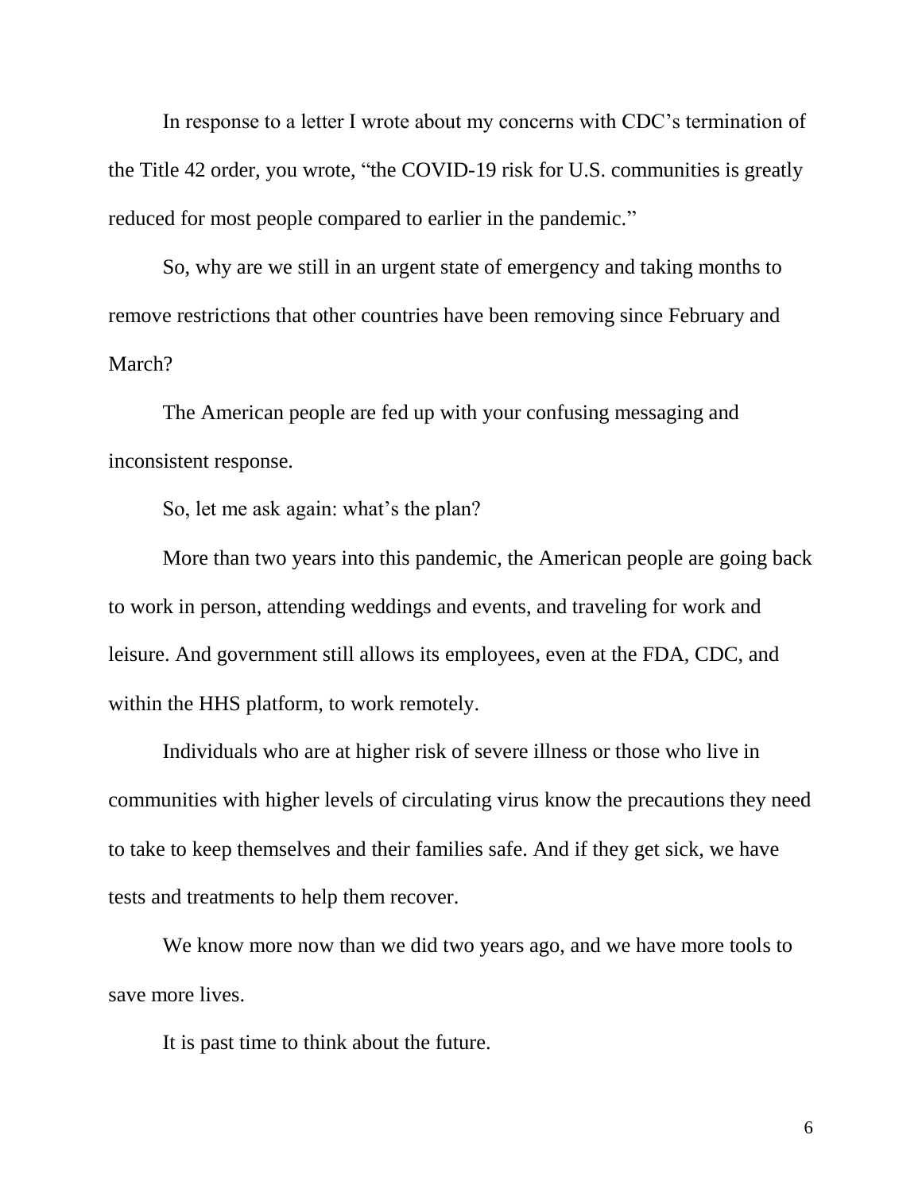In response to a letter I wrote about my concerns with CDC's termination of the Title 42 order, you wrote, "the COVID-19 risk for U.S. communities is greatly reduced for most people compared to earlier in the pandemic."

So, why are we still in an urgent state of emergency and taking months to remove restrictions that other countries have been removing since February and March?

The American people are fed up with your confusing messaging and inconsistent response.

So, let me ask again: what's the plan?

More than two years into this pandemic, the American people are going back to work in person, attending weddings and events, and traveling for work and leisure. And government still allows its employees, even at the FDA, CDC, and within the HHS platform, to work remotely.

Individuals who are at higher risk of severe illness or those who live in communities with higher levels of circulating virus know the precautions they need to take to keep themselves and their families safe. And if they get sick, we have tests and treatments to help them recover.

We know more now than we did two years ago, and we have more tools to save more lives.

It is past time to think about the future.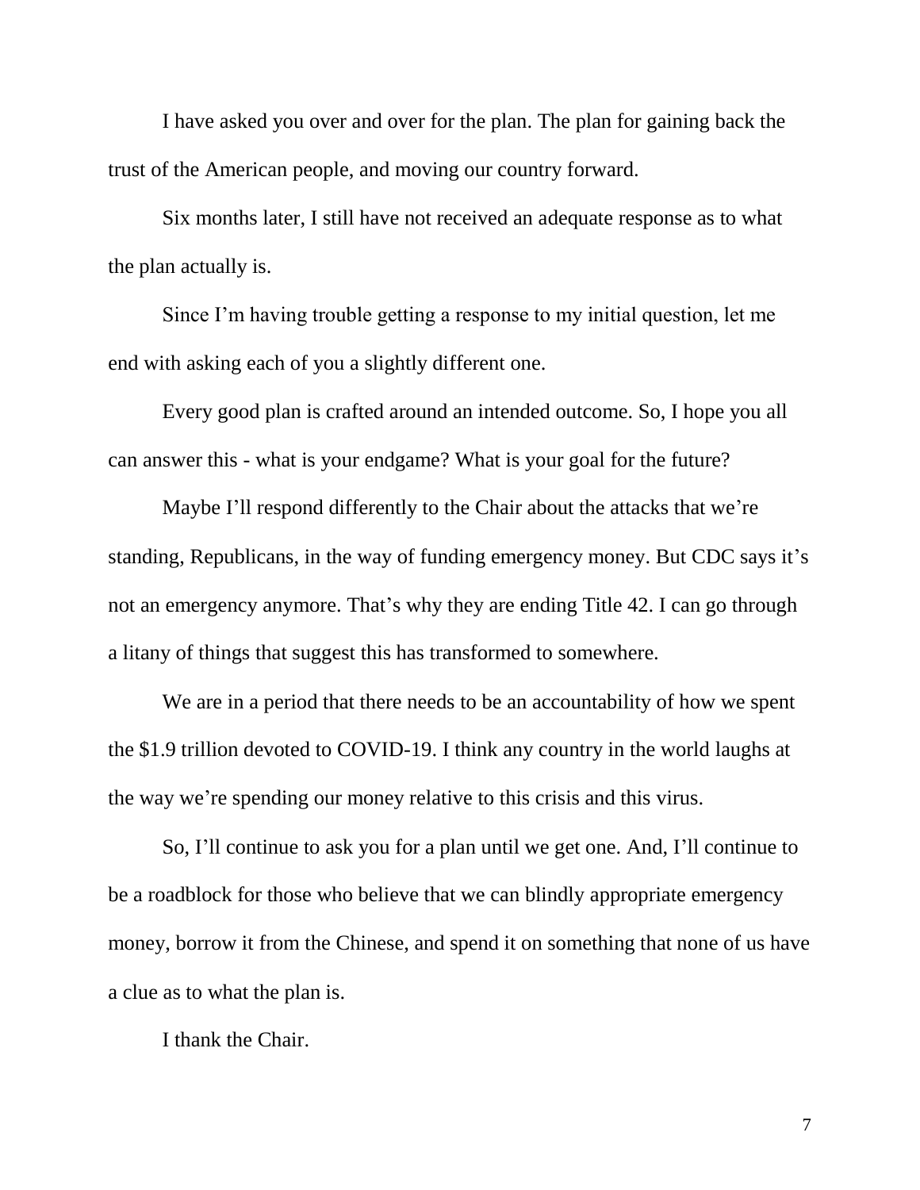I have asked you over and over for the plan. The plan for gaining back the trust of the American people, and moving our country forward.

Six months later, I still have not received an adequate response as to what the plan actually is.

Since I'm having trouble getting a response to my initial question, let me end with asking each of you a slightly different one.

Every good plan is crafted around an intended outcome. So, I hope you all can answer this - what is your endgame? What is your goal for the future?

Maybe I'll respond differently to the Chair about the attacks that we're standing, Republicans, in the way of funding emergency money. But CDC says it's not an emergency anymore. That's why they are ending Title 42. I can go through a litany of things that suggest this has transformed to somewhere.

We are in a period that there needs to be an accountability of how we spent the $1.9 trillion devoted to COVID-19. I think any country in the world laughs at the way we're spending our money relative to this crisis and this virus.

So, I'll continue to ask you for a plan until we get one. And, I'll continue to be a roadblock for those who believe that we can blindly appropriate emergency money, borrow it from the Chinese, and spend it on something that none of us have a clue as to what the plan is.

I thank the Chair.